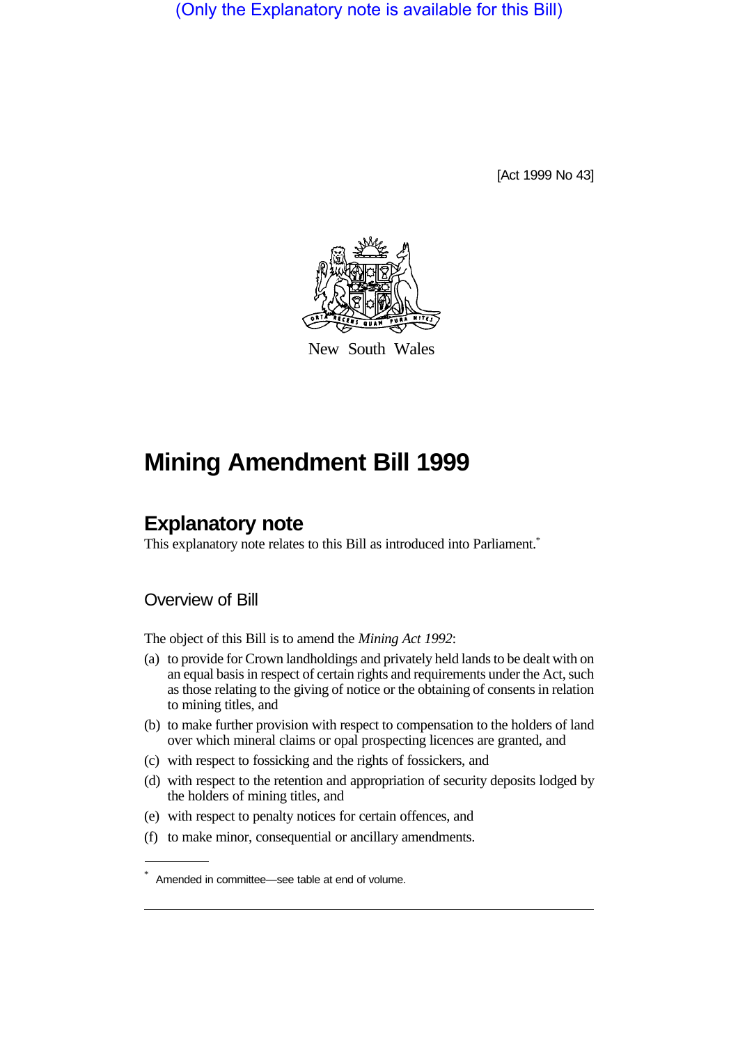(Only the Explanatory note is available for this Bill)

[Act 1999 No 43]

New South Wales

# Mining Amendment Bill 1999

## Explanatory note

This explanatory note relates to this Bill as introduced into Parliament.*

### Overview of Bill

The object of this Bill is to amend the *Mining Act 1992*:

(a) to provide for Crown landholdings and privately held lands to be dealt with on an equal basis in respect of certain rights and requirements under the Act, such as those relating to the giving of notice or the obtaining of consents in relation to mining titles, and

(b) to make further provision with respect to compensation to the holders of land over which mineral claims or opal prospecting licences are granted, and

(c) with respect to fossicking and the rights of fossickers, and

(d) with respect to the retention and appropriation of security deposits lodged by the holders of mining titles, and

(e) with respect to penalty notices for certain offences, and

(f) to make minor, consequential or ancillary amendments.

* Amended in committee—see table at end of volume.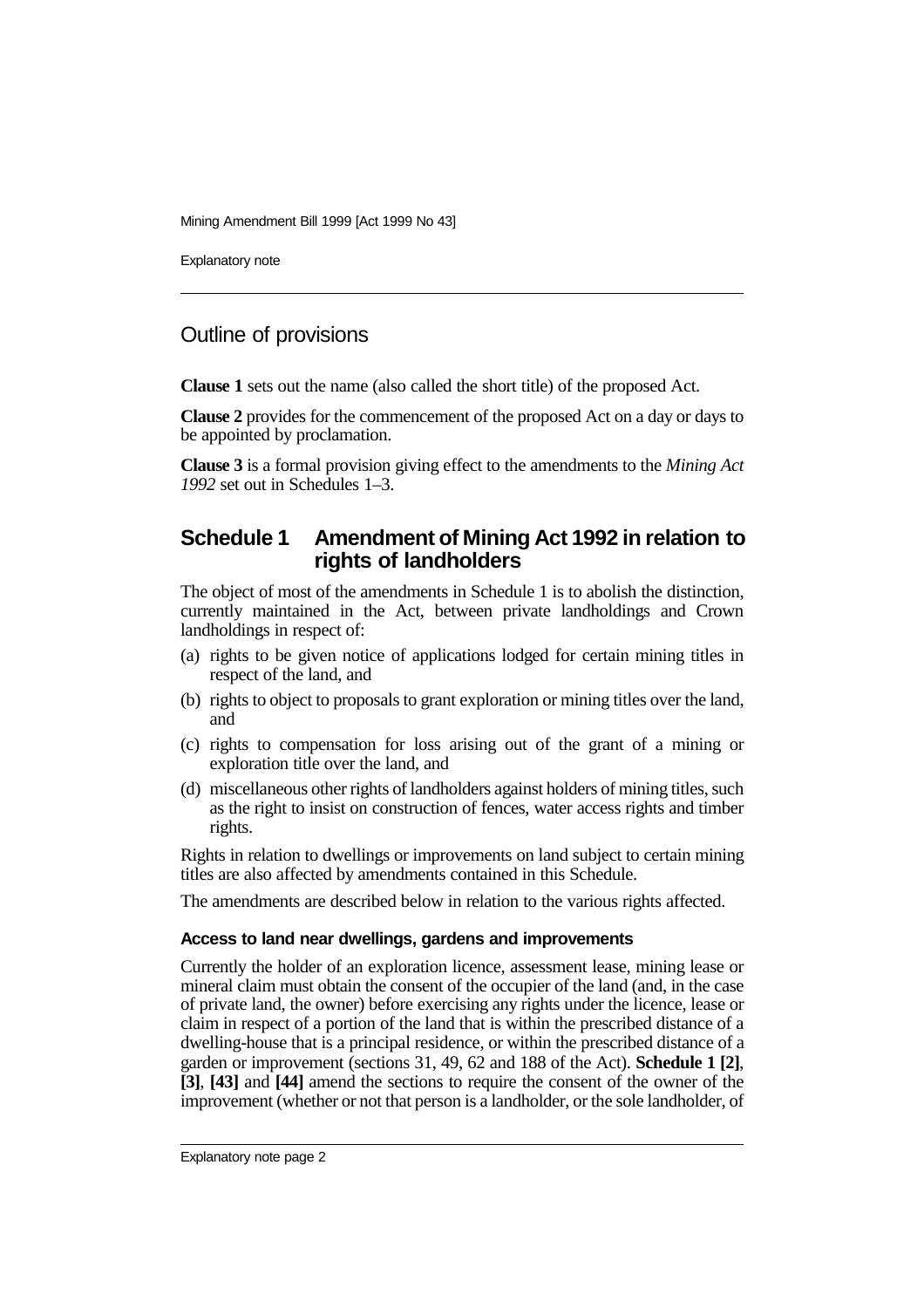## Outline of provisions

**Clause 1** sets out the name (also called the short title) of the proposed Act.

**Clause 2** provides for the commencement of the proposed Act on a day or days to be appointed by proclamation.

**Clause 3** is a formal provision giving effect to the amendments to the *Mining Act 1992* set out in Schedules 1–3.

## Schedule 1 Amendment of Mining Act 1992 in relation to rights of landholders

The object of most of the amendments in Schedule 1 is to abolish the distinction, currently maintained in the Act, between private landholdings and Crown landholdings in respect of:

(a) rights to be given notice of applications lodged for certain mining titles in respect of the land, and

(b) rights to object to proposals to grant exploration or mining titles over the land, and

(c) rights to compensation for loss arising out of the grant of a mining or exploration title over the land, and

(d) miscellaneous other rights of landholders against holders of mining titles, such as the right to insist on construction of fences, water access rights and timber rights.

Rights in relation to dwellings or improvements on land subject to certain mining titles are also affected by amendments contained in this Schedule.

The amendments are described below in relation to the various rights affected.

#### Access to land near dwellings, gardens and improvements

Currently the holder of an exploration licence, assessment lease, mining lease or mineral claim must obtain the consent of the occupier of the land (and, in the case of private land, the owner) before exercising any rights under the licence, lease or claim in respect of a portion of the land that is within the prescribed distance of a dwelling-house that is a principal residence, or within the prescribed distance of a garden or improvement (sections 31, 49, 62 and 188 of the Act). **Schedule 1 [2]**, **[3]**, **[43]** and **[44]** amend the sections to require the consent of the owner of the improvement (whether or not that person is a landholder, or the sole landholder, of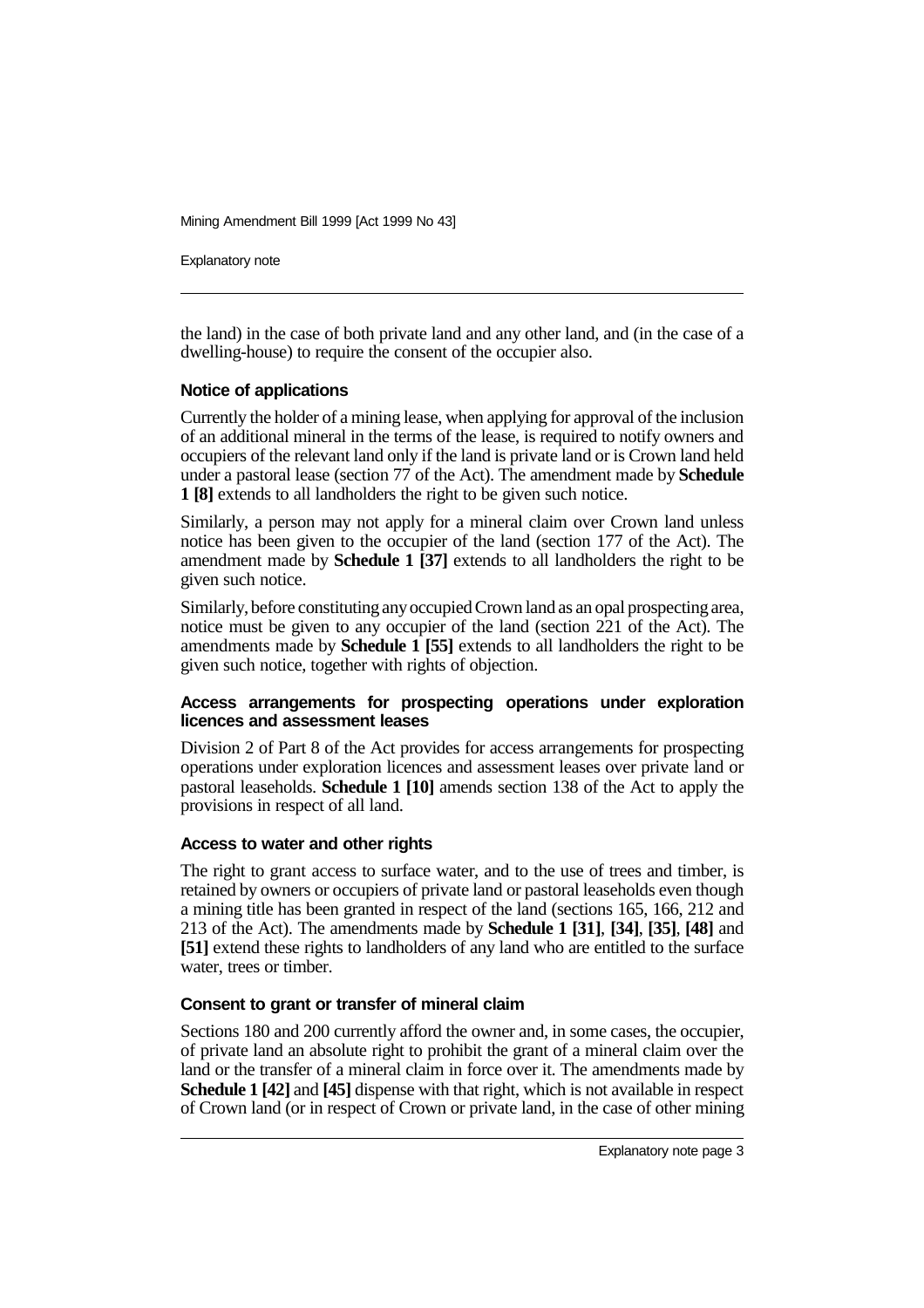the land) in the case of both private land and any other land, and (in the case of a dwelling-house) to require the consent of the occupier also.

### Notice of applications

Currently the holder of a mining lease, when applying for approval of the inclusion of an additional mineral in the terms of the lease, is required to notify owners and occupiers of the relevant land only if the land is private land or is Crown land held under a pastoral lease (section 77 of the Act). The amendment made by **Schedule 1 [8]** extends to all landholders the right to be given such notice.

Similarly, a person may not apply for a mineral claim over Crown land unless notice has been given to the occupier of the land (section 177 of the Act). The amendment made by **Schedule 1 [37]** extends to all landholders the right to be given such notice.

Similarly, before constituting any occupied Crown land as an opal prospecting area, notice must be given to any occupier of the land (section 221 of the Act). The amendments made by **Schedule 1 [55]** extends to all landholders the right to be given such notice, together with rights of objection.

### Access arrangements for prospecting operations under exploration licences and assessment leases

Division 2 of Part 8 of the Act provides for access arrangements for prospecting operations under exploration licences and assessment leases over private land or pastoral leaseholds. **Schedule 1 [10]** amends section 138 of the Act to apply the provisions in respect of all land.

### Access to water and other rights

The right to grant access to surface water, and to the use of trees and timber, is retained by owners or occupiers of private land or pastoral leaseholds even though a mining title has been granted in respect of the land (sections 165, 166, 212 and 213 of the Act). The amendments made by **Schedule 1 [31]**, **[34]**, **[35]**, **[48]** and **[51]** extend these rights to landholders of any land who are entitled to the surface water, trees or timber.

### Consent to grant or transfer of mineral claim

Sections 180 and 200 currently afford the owner and, in some cases, the occupier, of private land an absolute right to prohibit the grant of a mineral claim over the land or the transfer of a mineral claim in force over it. The amendments made by **Schedule 1 [42]** and **[45]** dispense with that right, which is not available in respect of Crown land (or in respect of Crown or private land, in the case of other mining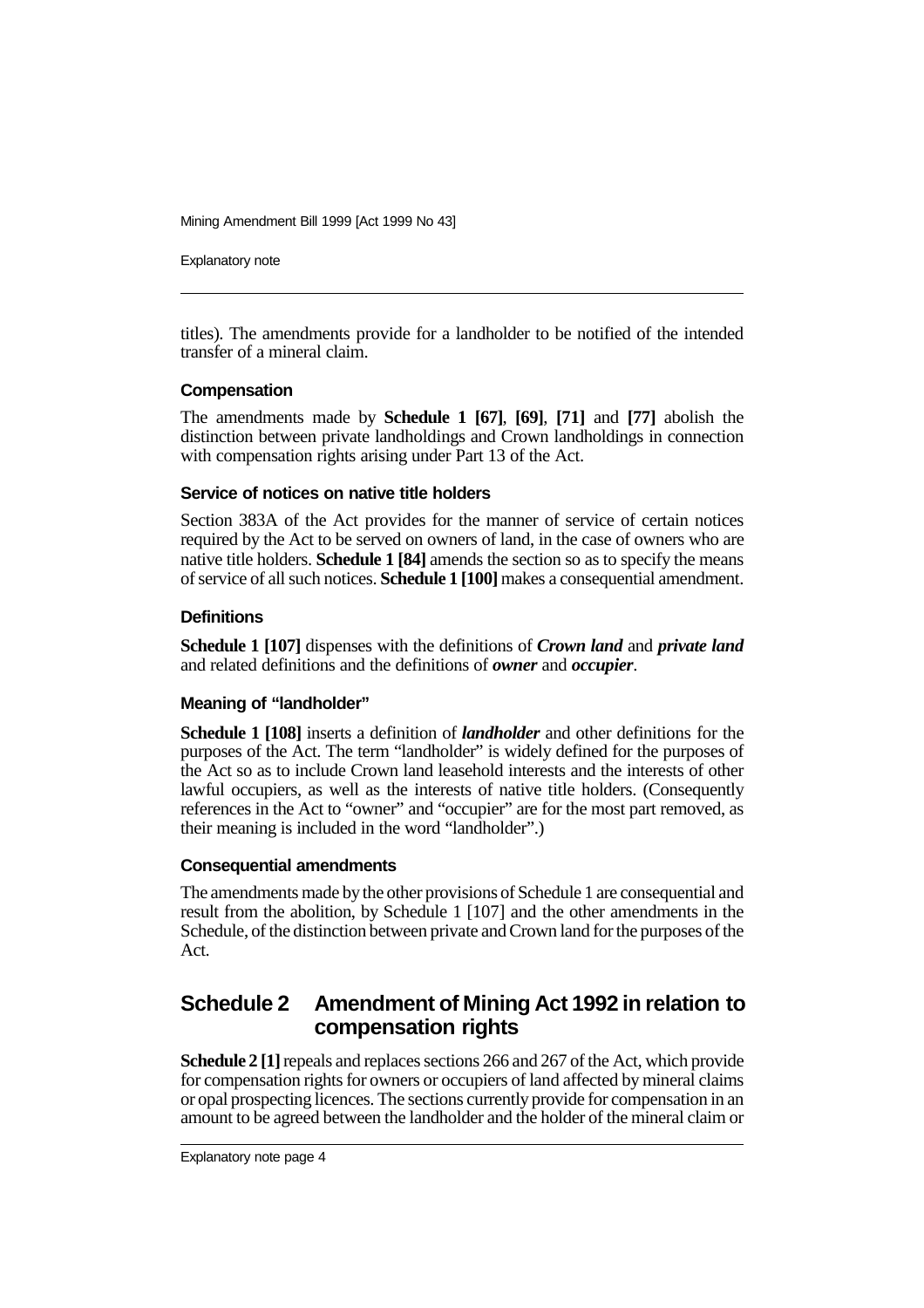titles). The amendments provide for a landholder to be notified of the intended transfer of a mineral claim.

### Compensation

The amendments made by **Schedule 1 [67]**, **[69]**, **[71]** and **[77]** abolish the distinction between private landholdings and Crown landholdings in connection with compensation rights arising under Part 13 of the Act.

### Service of notices on native title holders

Section 383A of the Act provides for the manner of service of certain notices required by the Act to be served on owners of land, in the case of owners who are native title holders. **Schedule 1 [84]** amends the section so as to specify the means of service of all such notices. **Schedule 1 [100]** makes a consequential amendment.

### Definitions

**Schedule 1 [107]** dispenses with the definitions of ***Crown land*** and ***private land*** and related definitions and the definitions of ***owner*** and ***occupier***.

### Meaning of "landholder"

**Schedule 1 [108]** inserts a definition of ***landholder*** and other definitions for the purposes of the Act. The term "landholder" is widely defined for the purposes of the Act so as to include Crown land leasehold interests and the interests of other lawful occupiers, as well as the interests of native title holders. (Consequently references in the Act to "owner" and "occupier" are for the most part removed, as their meaning is included in the word "landholder".)

### Consequential amendments

The amendments made by the other provisions of Schedule 1 are consequential and result from the abolition, by Schedule 1 [107] and the other amendments in the Schedule, of the distinction between private and Crown land for the purposes of the Act.

## Schedule 2 Amendment of Mining Act 1992 in relation to compensation rights

**Schedule 2 [1]** repeals and replaces sections 266 and 267 of the Act, which provide for compensation rights for owners or occupiers of land affected by mineral claims or opal prospecting licences. The sections currently provide for compensation in an amount to be agreed between the landholder and the holder of the mineral claim or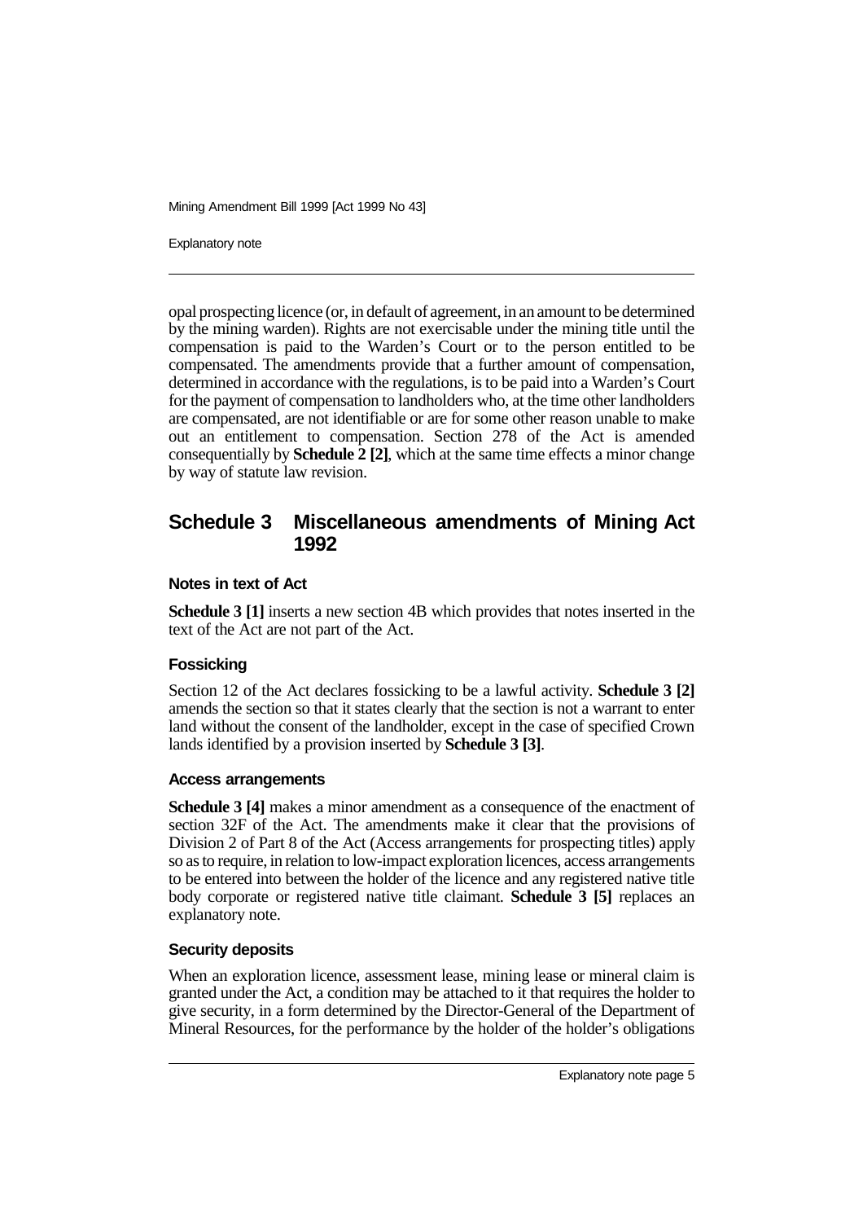opal prospecting licence (or, in default of agreement, in an amount to be determined by the mining warden). Rights are not exercisable under the mining title until the compensation is paid to the Warden's Court or to the person entitled to be compensated. The amendments provide that a further amount of compensation, determined in accordance with the regulations, is to be paid into a Warden's Court for the payment of compensation to landholders who, at the time other landholders are compensated, are not identifiable or are for some other reason unable to make out an entitlement to compensation. Section 278 of the Act is amended consequentially by **Schedule 2 [2]**, which at the same time effects a minor change by way of statute law revision.

## Schedule 3 Miscellaneous amendments of Mining Act 1992

### Notes in text of Act

**Schedule 3 [1]** inserts a new section 4B which provides that notes inserted in the text of the Act are not part of the Act.

### Fossicking

Section 12 of the Act declares fossicking to be a lawful activity. **Schedule 3 [2]** amends the section so that it states clearly that the section is not a warrant to enter land without the consent of the landholder, except in the case of specified Crown lands identified by a provision inserted by **Schedule 3 [3]**.

### Access arrangements

**Schedule 3 [4]** makes a minor amendment as a consequence of the enactment of section 32F of the Act. The amendments make it clear that the provisions of Division 2 of Part 8 of the Act (Access arrangements for prospecting titles) apply so as to require, in relation to low-impact exploration licences, access arrangements to be entered into between the holder of the licence and any registered native title body corporate or registered native title claimant. **Schedule 3 [5]** replaces an explanatory note.

### Security deposits

When an exploration licence, assessment lease, mining lease or mineral claim is granted under the Act, a condition may be attached to it that requires the holder to give security, in a form determined by the Director-General of the Department of Mineral Resources, for the performance by the holder of the holder's obligations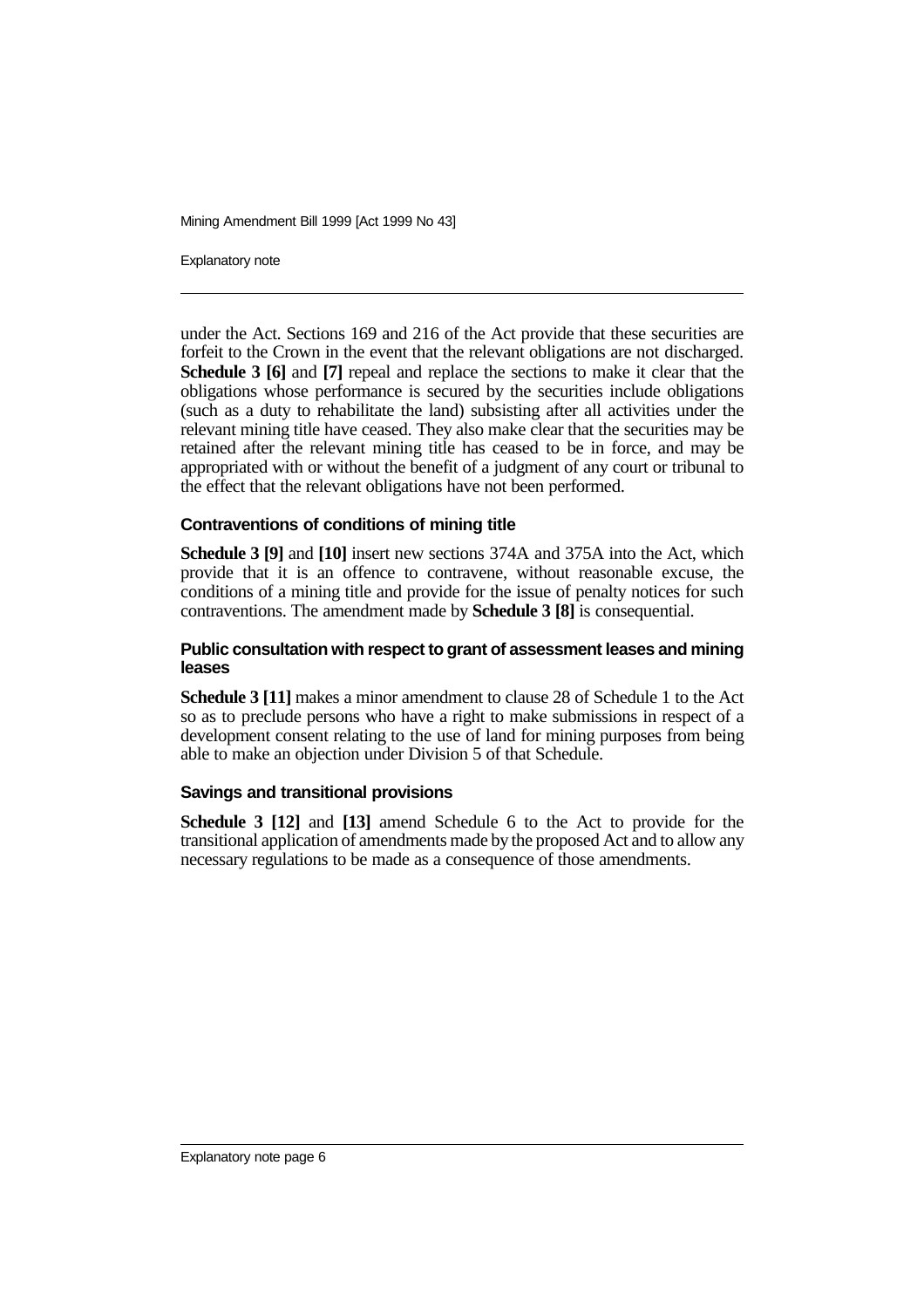under the Act. Sections 169 and 216 of the Act provide that these securities are forfeit to the Crown in the event that the relevant obligations are not discharged. **Schedule 3 [6]** and **[7]** repeal and replace the sections to make it clear that the obligations whose performance is secured by the securities include obligations (such as a duty to rehabilitate the land) subsisting after all activities under the relevant mining title have ceased. They also make clear that the securities may be retained after the relevant mining title has ceased to be in force, and may be appropriated with or without the benefit of a judgment of any court or tribunal to the effect that the relevant obligations have not been performed.

### Contraventions of conditions of mining title

**Schedule 3 [9]** and **[10]** insert new sections 374A and 375A into the Act, which provide that it is an offence to contravene, without reasonable excuse, the conditions of a mining title and provide for the issue of penalty notices for such contraventions. The amendment made by **Schedule 3 [8]** is consequential.

### Public consultation with respect to grant of assessment leases and mining leases

**Schedule 3 [11]** makes a minor amendment to clause 28 of Schedule 1 to the Act so as to preclude persons who have a right to make submissions in respect of a development consent relating to the use of land for mining purposes from being able to make an objection under Division 5 of that Schedule.

### Savings and transitional provisions

**Schedule 3 [12]** and **[13]** amend Schedule 6 to the Act to provide for the transitional application of amendments made by the proposed Act and to allow any necessary regulations to be made as a consequence of those amendments.